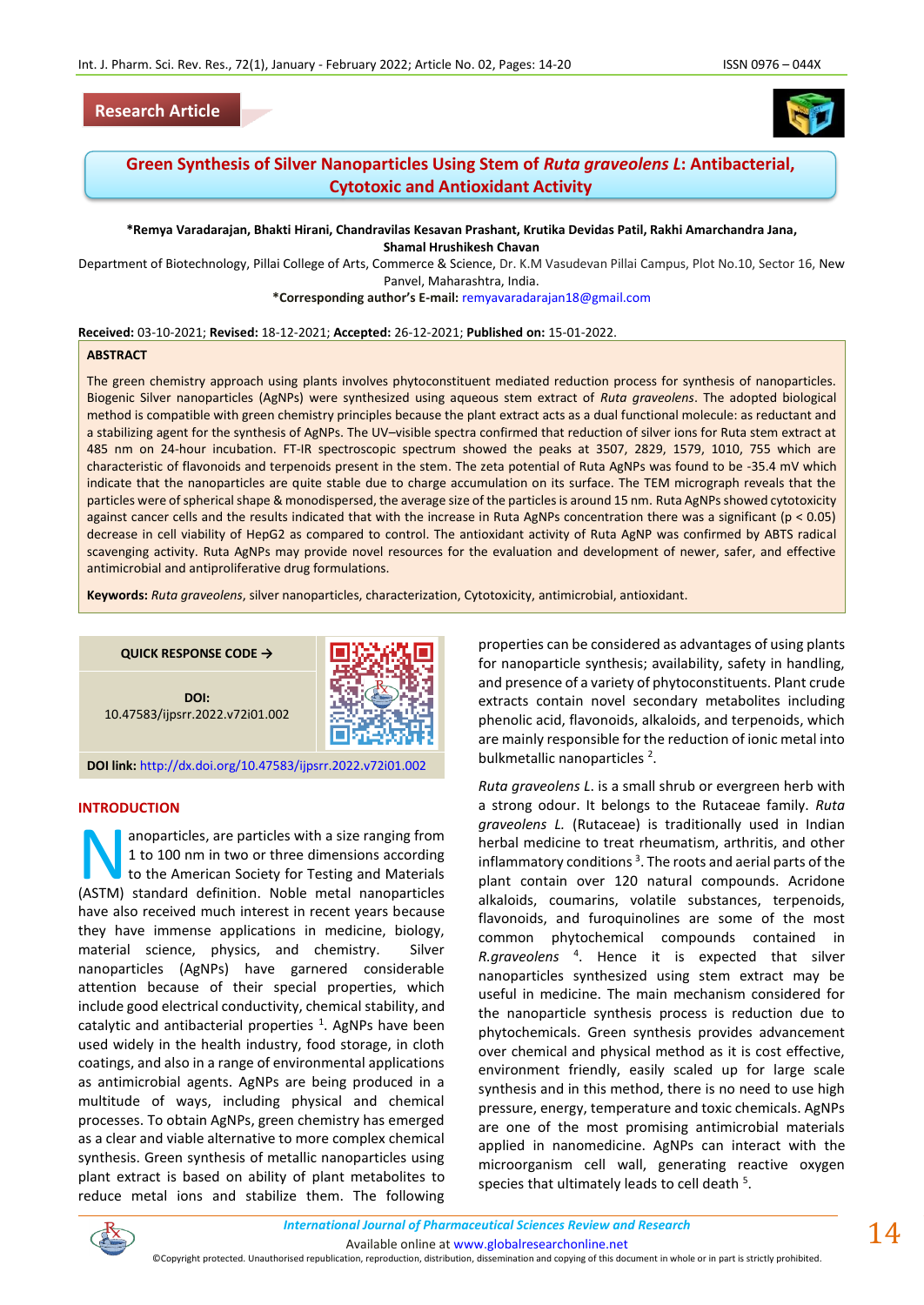Research Article

# Green Synthesis of Silver Nanoparticles Using Stem of *Ruta graveolens L*: Antibacterial, Cytotoxic and Antioxidant Activity

**\*Remya Varadarajan, Bhakti Hirani, Chandravilas Kesavan Prashant, Krutika Devidas Patil, Rakhi Amarchandra Jana, Shamal Hrushikesh Chavan**

Department of Biotechnology, Pillai College of Arts, Commerce & Science, Dr. K.M Vasudevan Pillai Campus, Plot No.10, Sector 16, New Panvel, Maharashtra, India.

**\*Corresponding author's E-mail:** remyavaradarajan18@gmail.com

**Received:** 03-10-2021; **Revised:** 18-12-2021; **Accepted:** 26-12-2021; **Published on:** 15-01-2022.

## ABSTRACT

The green chemistry approach using plants involves phytoconstituent mediated reduction process for synthesis of nanoparticles. Biogenic Silver nanoparticles (AgNPs) were synthesized using aqueous stem extract of *Ruta graveolens*. The adopted biological method is compatible with green chemistry principles because the plant extract acts as a dual functional molecule: as reductant and a stabilizing agent for the synthesis of AgNPs. The UV–visible spectra confirmed that reduction of silver ions for Ruta stem extract at 485 nm on 24-hour incubation. FT-IR spectroscopic spectrum showed the peaks at 3507, 2829, 1579, 1010, 755 which are characteristic of flavonoids and terpenoids present in the stem. The zeta potential of Ruta AgNPs was found to be -35.4 mV which indicate that the nanoparticles are quite stable due to charge accumulation on its surface. The TEM micrograph reveals that the particles were of spherical shape & monodispersed, the average size of the particles is around 15 nm. Ruta AgNPs showed cytotoxicity against cancer cells and the results indicated that with the increase in Ruta AgNPs concentration there was a significant ($p < 0.05$) decrease in cell viability of HepG2 as compared to control. The antioxidant activity of Ruta AgNP was confirmed by ABTS radical scavenging activity. Ruta AgNPs may provide novel resources for the evaluation and development of newer, safer, and effective antimicrobial and antiproliferative drug formulations.

**Keywords:** *Ruta graveolens*, silver nanoparticles, characterization, Cytotoxicity, antimicrobial, antioxidant.

QUICK RESPONSE CODE →

**DOI:** 10.47583/ijpsrr.2022.v72i01.002

**DOI link:** http://dx.doi.org/10.47583/ijpsrr.2022.v72i01.002

## INTRODUCTION

Nanoparticles, are particles with a size ranging from 1 to 100 nm in two or three dimensions according to the American Society for Testing and Materials (ASTM) standard definition. Noble metal nanoparticles have also received much interest in recent years because they have immense applications in medicine, biology, material science, physics, and chemistry. Silver nanoparticles (AgNPs) have garnered considerable attention because of their special properties, which include good electrical conductivity, chemical stability, and catalytic and antibacterial properties [1]. AgNPs have been used widely in the health industry, food storage, in cloth coatings, and also in a range of environmental applications as antimicrobial agents. AgNPs are being produced in a multitude of ways, including physical and chemical processes. To obtain AgNPs, green chemistry has emerged as a clear and viable alternative to more complex chemical synthesis. Green synthesis of metallic nanoparticles using plant extract is based on ability of plant metabolites to reduce metal ions and stabilize them. The following properties can be considered as advantages of using plants for nanoparticle synthesis; availability, safety in handling, and presence of a variety of phytoconstituents. Plant crude extracts contain novel secondary metabolites including phenolic acid, flavonoids, alkaloids, and terpenoids, which are mainly responsible for the reduction of ionic metal into bulkmetallic nanoparticles [2].

*Ruta graveolens L.* is a small shrub or evergreen herb with a strong odour. It belongs to the Rutaceae family. *Ruta graveolens L.* (Rutaceae) is traditionally used in Indian herbal medicine to treat rheumatism, arthritis, and other inflammatory conditions [3]. The roots and aerial parts of the plant contain over 120 natural compounds. Acridone alkaloids, coumarins, volatile substances, terpenoids, flavonoids, and furoquinolines are some of the most common phytochemical compounds contained in *R.graveolens* [4]. Hence it is expected that silver nanoparticles synthesized using stem extract may be useful in medicine. The main mechanism considered for the nanoparticle synthesis process is reduction due to phytochemicals. Green synthesis provides advancement over chemical and physical method as it is cost effective, environment friendly, easily scaled up for large scale synthesis and in this method, there is no need to use high pressure, energy, temperature and toxic chemicals. AgNPs are one of the most promising antimicrobial materials applied in nanomedicine. AgNPs can interact with the microorganism cell wall, generating reactive oxygen species that ultimately leads to cell death [5].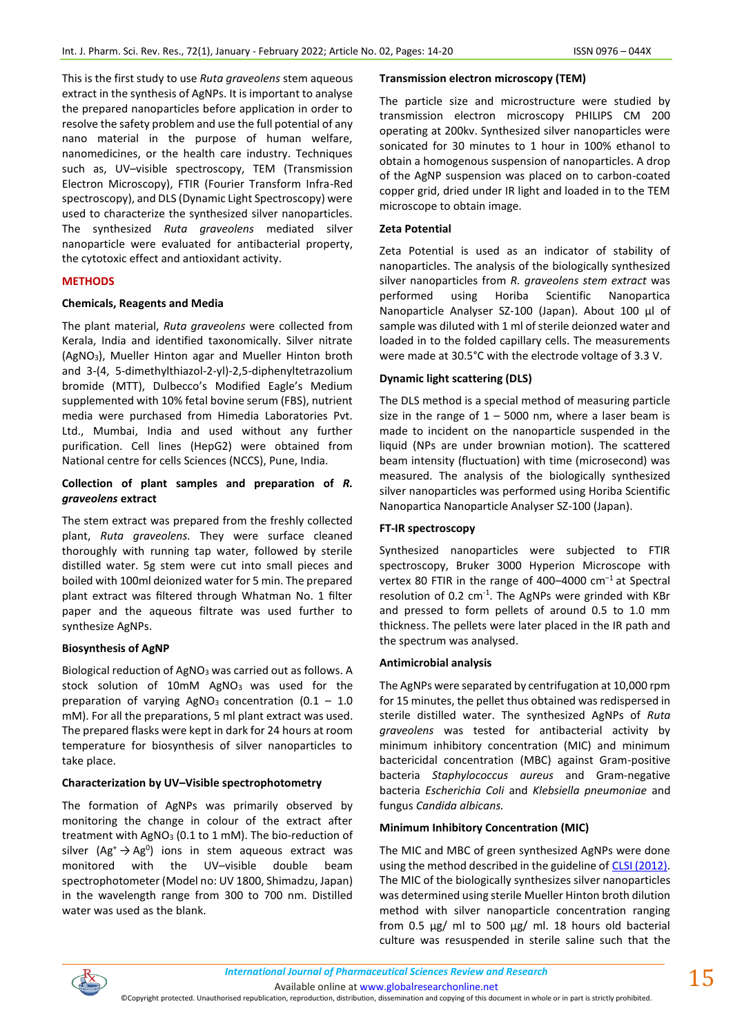This is the first study to use *Ruta graveolens* stem aqueous extract in the synthesis of AgNPs. It is important to analyse the prepared nanoparticles before application in order to resolve the safety problem and use the full potential of any nano material in the purpose of human welfare, nanomedicines, or the health care industry. Techniques such as, UV–visible spectroscopy, TEM (Transmission Electron Microscopy), FTIR (Fourier Transform Infra-Red spectroscopy), and DLS (Dynamic Light Spectroscopy) were used to characterize the synthesized silver nanoparticles. The synthesized *Ruta graveolens* mediated silver nanoparticle were evaluated for antibacterial property, the cytotoxic effect and antioxidant activity.

## METHODS

### Chemicals, Reagents and Media

The plant material, *Ruta graveolens* were collected from Kerala, India and identified taxonomically. Silver nitrate ($AgNO_3$), Mueller Hinton agar and Mueller Hinton broth and 3-(4, 5-dimethylthiazol-2-yl)-2,5-diphenyltetrazolium bromide (MTT), Dulbecco's Modified Eagle's Medium supplemented with 10% fetal bovine serum (FBS), nutrient media were purchased from Himedia Laboratories Pvt. Ltd., Mumbai, India and used without any further purification. Cell lines (HepG2) were obtained from National centre for cells Sciences (NCCS), Pune, India.

### Collection of plant samples and preparation of *R. graveolens* extract

The stem extract was prepared from the freshly collected plant, *Ruta graveolens.* They were surface cleaned thoroughly with running tap water, followed by sterile distilled water. 5g stem were cut into small pieces and boiled with 100ml deionized water for 5 min. The prepared plant extract was filtered through Whatman No. 1 filter paper and the aqueous filtrate was used further to synthesize AgNPs.

### Biosynthesis of AgNP

Biological reduction of $AgNO_3$ was carried out as follows. A stock solution of 10mM $AgNO_3$ was used for the preparation of varying $AgNO_3$ concentration (0.1 – 1.0 mM). For all the preparations, 5 ml plant extract was used. The prepared flasks were kept in dark for 24 hours at room temperature for biosynthesis of silver nanoparticles to take place.

### Characterization by UV–Visible spectrophotometry

The formation of AgNPs was primarily observed by monitoring the change in colour of the extract after treatment with $AgNO_3$ (0.1 to 1 mM). The bio-reduction of silver ($Ag^+ \rightarrow Ag^0$) ions in stem aqueous extract was monitored with the UV–visible double beam spectrophotometer (Model no: UV 1800, Shimadzu, Japan) in the wavelength range from 300 to 700 nm. Distilled water was used as the blank.

### Transmission electron microscopy (TEM)

The particle size and microstructure were studied by transmission electron microscopy PHILIPS CM 200 operating at 200kv. Synthesized silver nanoparticles were sonicated for 30 minutes to 1 hour in 100% ethanol to obtain a homogenous suspension of nanoparticles. A drop of the AgNP suspension was placed on to carbon-coated copper grid, dried under IR light and loaded in to the TEM microscope to obtain image.

### Zeta Potential

Zeta Potential is used as an indicator of stability of nanoparticles. The analysis of the biologically synthesized silver nanoparticles from *R. graveolens stem extract* was performed using Horiba Scientific Nanopartica Nanoparticle Analyser SZ-100 (Japan). About 100 µl of sample was diluted with 1 ml of sterile deionzed water and loaded in to the folded capillary cells. The measurements were made at 30.5°C with the electrode voltage of 3.3 V.

### Dynamic light scattering (DLS)

The DLS method is a special method of measuring particle size in the range of 1 – 5000 nm, where a laser beam is made to incident on the nanoparticle suspended in the liquid (NPs are under brownian motion). The scattered beam intensity (fluctuation) with time (microsecond) was measured. The analysis of the biologically synthesized silver nanoparticles was performed using Horiba Scientific Nanopartica Nanoparticle Analyser SZ-100 (Japan).

### FT-IR spectroscopy

Synthesized nanoparticles were subjected to FTIR spectroscopy, Bruker 3000 Hyperion Microscope with vertex 80 FTIR in the range of 400–4000 $cm^{-1}$ at Spectral resolution of 0.2 $cm^{-1}$. The AgNPs were grinded with KBr and pressed to form pellets of around 0.5 to 1.0 mm thickness. The pellets were later placed in the IR path and the spectrum was analysed.

### Antimicrobial analysis

The AgNPs were separated by centrifugation at 10,000 rpm for 15 minutes, the pellet thus obtained was redispersed in sterile distilled water. The synthesized AgNPs of *Ruta graveolens* was tested for antibacterial activity by minimum inhibitory concentration (MIC) and minimum bactericidal concentration (MBC) against Gram-positive bacteria *Staphylococcus aureus* and Gram-negative bacteria *Escherichia Coli* and *Klebsiella pneumoniae* and fungus *Candida albicans.*

### Minimum Inhibitory Concentration (MIC)

The MIC and MBC of green synthesized AgNPs were done using the method described in the guideline of CLSI (2012). The MIC of the biologically synthesizes silver nanoparticles was determined using sterile Mueller Hinton broth dilution method with silver nanoparticle concentration ranging from 0.5 µg/ ml to 500 µg/ ml. 18 hours old bacterial culture was resuspended in sterile saline such that the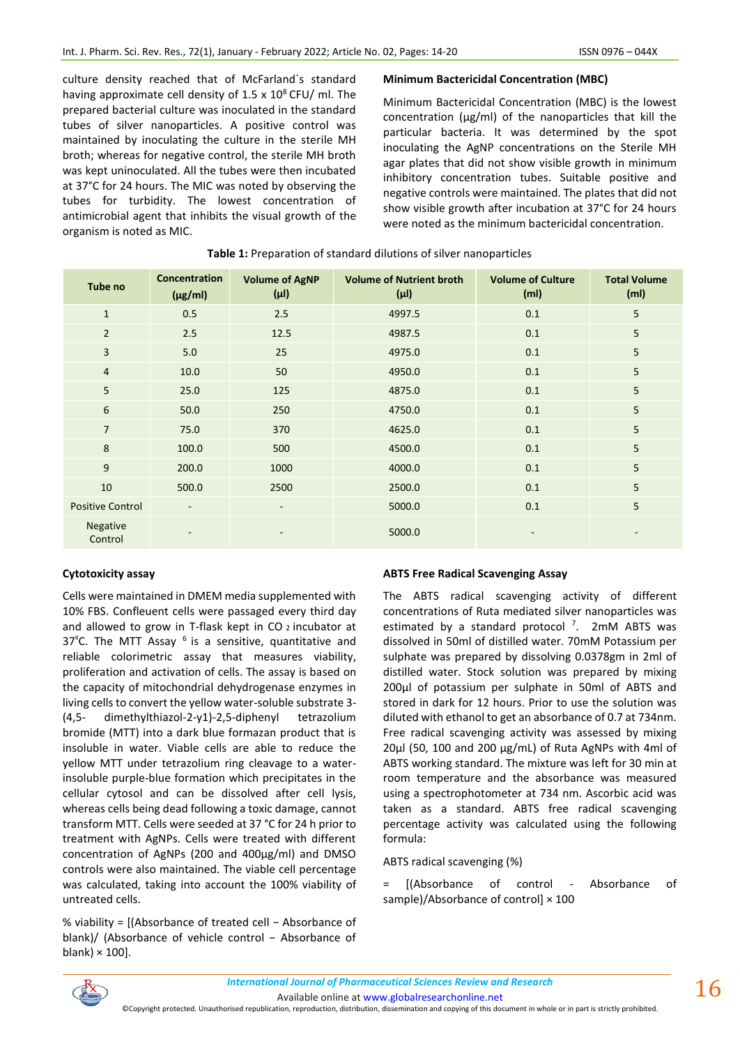culture density reached that of McFarland`s standard having approximate cell density of $1.5 \times 10^8$ CFU/ ml. The prepared bacterial culture was inoculated in the standard tubes of silver nanoparticles. A positive control was maintained by inoculating the culture in the sterile MH broth; whereas for negative control, the sterile MH broth was kept uninoculated. All the tubes were then incubated at 37°C for 24 hours. The MIC was noted by observing the tubes for turbidity. The lowest concentration of antimicrobial agent that inhibits the visual growth of the organism is noted as MIC.

### Minimum Bactericidal Concentration (MBC)

Minimum Bactericidal Concentration (MBC) is the lowest concentration (µg/ml) of the nanoparticles that kill the particular bacteria. It was determined by the spot inoculating the AgNP concentrations on the Sterile MH agar plates that did not show visible growth in minimum inhibitory concentration tubes. Suitable positive and negative controls were maintained. The plates that did not show visible growth after incubation at 37°C for 24 hours were noted as the minimum bactericidal concentration.

**Table 1:** Preparation of standard dilutions of silver nanoparticles

| Tube no | Concentration (µg/ml) | Volume of AgNP (µl) | Volume of Nutrient broth (µl) | Volume of Culture (ml) | Total Volume (ml) |
|---|---|---|---|---|---|
| 1 | 0.5 | 2.5 | 4997.5 | 0.1 | 5 |
| 2 | 2.5 | 12.5 | 4987.5 | 0.1 | 5 |
| 3 | 5.0 | 25 | 4975.0 | 0.1 | 5 |
| 4 | 10.0 | 50 | 4950.0 | 0.1 | 5 |
| 5 | 25.0 | 125 | 4875.0 | 0.1 | 5 |
| 6 | 50.0 | 250 | 4750.0 | 0.1 | 5 |
| 7 | 75.0 | 370 | 4625.0 | 0.1 | 5 |
| 8 | 100.0 | 500 | 4500.0 | 0.1 | 5 |
| 9 | 200.0 | 1000 | 4000.0 | 0.1 | 5 |
| 10 | 500.0 | 2500 | 2500.0 | 0.1 | 5 |
| Positive Control | - | - | 5000.0 | 0.1 | 5 |
| Negative Control | - | - | 5000.0 | - | - |

### Cytotoxicity assay

Cells were maintained in DMEM media supplemented with 10% FBS. Confleuent cells were passaged every third day and allowed to grow in T-flask kept in $CO_2$ incubator at 37°C. The MTT Assay [6] is a sensitive, quantitative and reliable colorimetric assay that measures viability, proliferation and activation of cells. The assay is based on the capacity of mitochondrial dehydrogenase enzymes in living cells to convert the yellow water-soluble substrate 3-(4,5- dimethylthiazol-2-y1)-2,5-diphenyl tetrazolium bromide (MTT) into a dark blue formazan product that is insoluble in water. Viable cells are able to reduce the yellow MTT under tetrazolium ring cleavage to a water-insoluble purple-blue formation which precipitates in the cellular cytosol and can be dissolved after cell lysis, whereas cells being dead following a toxic damage, cannot transform MTT. Cells were seeded at 37 °C for 24 h prior to treatment with AgNPs. Cells were treated with different concentration of AgNPs (200 and 400µg/ml) and DMSO controls were also maintained. The viable cell percentage was calculated, taking into account the 100% viability of untreated cells.

% viability = [(Absorbance of treated cell − Absorbance of blank)/ (Absorbance of vehicle control − Absorbance of blank) × 100].

### ABTS Free Radical Scavenging Assay

The ABTS radical scavenging activity of different concentrations of Ruta mediated silver nanoparticles was estimated by a standard protocol [7]. 2mM ABTS was dissolved in 50ml of distilled water. 70mM Potassium per sulphate was prepared by dissolving 0.0378gm in 2ml of distilled water. Stock solution was prepared by mixing 200µl of potassium per sulphate in 50ml of ABTS and stored in dark for 12 hours. Prior to use the solution was diluted with ethanol to get an absorbance of 0.7 at 734nm. Free radical scavenging activity was assessed by mixing 20µl (50, 100 and 200 µg/mL) of Ruta AgNPs with 4ml of ABTS working standard. The mixture was left for 30 min at room temperature and the absorbance was measured using a spectrophotometer at 734 nm. Ascorbic acid was taken as a standard. ABTS free radical scavenging percentage activity was calculated using the following formula:

ABTS radical scavenging (%)

= [(Absorbance of control - Absorbance of sample)/Absorbance of control] × 100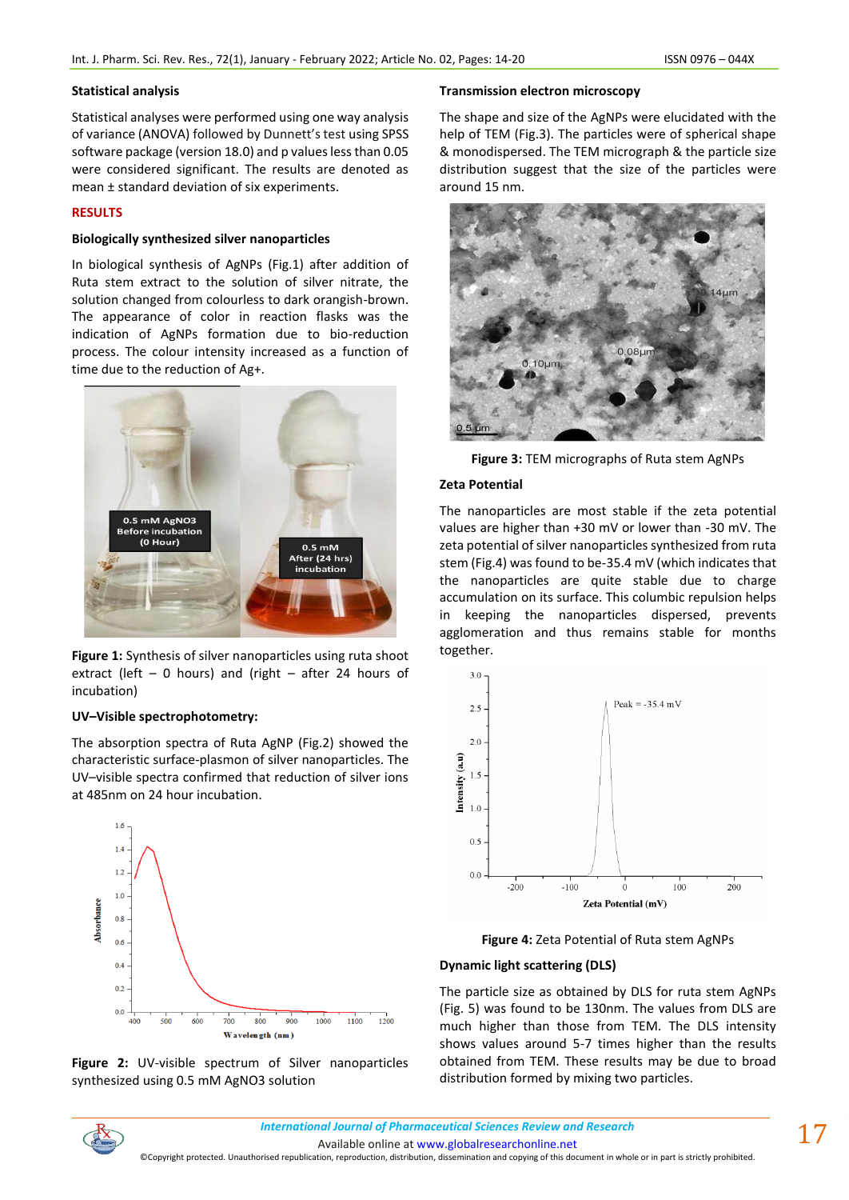### Statistical analysis

Statistical analyses were performed using one way analysis of variance (ANOVA) followed by Dunnett's test using SPSS software package (version 18.0) and p values less than 0.05 were considered significant. The results are denoted as mean ± standard deviation of six experiments.

## RESULTS

### Biologically synthesized silver nanoparticles

In biological synthesis of AgNPs (Fig.1) after addition of Ruta stem extract to the solution of silver nitrate, the solution changed from colourless to dark orangish-brown. The appearance of color in reaction flasks was the indication of AgNPs formation due to bio-reduction process. The colour intensity increased as a function of time due to the reduction of $Ag^+$.

**Figure 1:** Synthesis of silver nanoparticles using ruta shoot extract (left – 0 hours) and (right – after 24 hours of incubation)

### UV–Visible spectrophotometry:

The absorption spectra of Ruta AgNP (Fig.2) showed the characteristic surface-plasmon of silver nanoparticles. The UV–visible spectra confirmed that reduction of silver ions at 485nm on 24 hour incubation.

**Figure 2:** UV-visible spectrum of Silver nanoparticles synthesized using 0.5 mM $AgNO_3$ solution

### Transmission electron microscopy

The shape and size of the AgNPs were elucidated with the help of TEM (Fig.3). The particles were of spherical shape & monodispersed. The TEM micrograph & the particle size distribution suggest that the size of the particles were around 15 nm.

**Figure 3:** TEM micrographs of Ruta stem AgNPs

### Zeta Potential

The nanoparticles are most stable if the zeta potential values are higher than +30 mV or lower than -30 mV. The zeta potential of silver nanoparticles synthesized from ruta stem (Fig.4) was found to be-35.4 mV (which indicates that the nanoparticles are quite stable due to charge accumulation on its surface. This columbic repulsion helps in keeping the nanoparticles dispersed, prevents agglomeration and thus remains stable for months together.

**Figure 4:** Zeta Potential of Ruta stem AgNPs

### Dynamic light scattering (DLS)

The particle size as obtained by DLS for ruta stem AgNPs (Fig. 5) was found to be 130nm. The values from DLS are much higher than those from TEM. The DLS intensity shows values around 5-7 times higher than the results obtained from TEM. These results may be due to broad distribution formed by mixing two particles.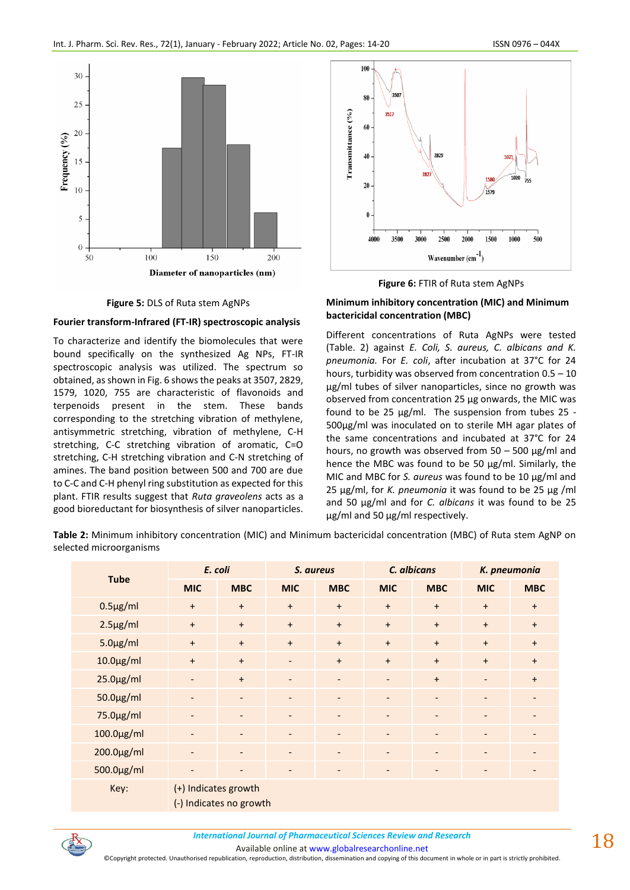Figure 5: DLS of Ruta stem AgNPs

Figure 6: FTIR of Ruta stem AgNPs

### Fourier transform-Infrared (FT-IR) spectroscopic analysis

To characterize and identify the biomolecules that were bound specifically on the synthesized Ag NPs, FT-IR spectroscopic analysis was utilized. The spectrum so obtained, as shown in Fig. 6 shows the peaks at 3507, 2829, 1579, 1020, 755 are characteristic of flavonoids and terpenoids present in the stem. These bands corresponding to the stretching vibration of methylene, antisymmetric stretching, vibration of methylene, C-H stretching, C-C stretching vibration of aromatic, C=O stretching, C-H stretching vibration and C-N stretching of amines. The band position between 500 and 700 are due to C-C and C-H phenyl ring substitution as expected for this plant. FTIR results suggest that *Ruta graveolens* acts as a good bioreductant for biosynthesis of silver nanoparticles.

### Minimum inhibitory concentration (MIC) and Minimum bactericidal concentration (MBC)

Different concentrations of Ruta AgNPs were tested (Table. 2) against *E. Coli, S. aureus, C. albicans and K. pneumonia.* For *E. coli*, after incubation at 37°C for 24 hours, turbidity was observed from concentration 0.5 – 10 µg/ml tubes of silver nanoparticles, since no growth was observed from concentration 25 µg onwards, the MIC was found to be 25 µg/ml. The suspension from tubes 25 - 500µg/ml was inoculated on to sterile MH agar plates of the same concentrations and incubated at 37°C for 24 hours, no growth was observed from 50 – 500 µg/ml and hence the MBC was found to be 50 µg/ml. Similarly, the MIC and MBC for *S. aureus* was found to be 10 µg/ml and 25 µg/ml, for *K. pneumonia* it was found to be 25 µg /ml and 50 µg/ml and for *C. albicans* it was found to be 25 µg/ml and 50 µg/ml respectively.

**Table 2:** Minimum inhibitory concentration (MIC) and Minimum bactericidal concentration (MBC) of Ruta stem AgNP on selected microorganisms

| Tube | *E. coli* | | *S. aureus* | | *C. albicans* | | *K. pneumonia* | |
|---|---|---|---|---|---|---|---|---|
| | MIC | MBC | MIC | MBC | MIC | MBC | MIC | MBC |
| 0.5µg/ml | + | + | + | + | + | + | + | + |
| 2.5µg/ml | + | + | + | + | + | + | + | + |
| 5.0µg/ml | + | + | + | + | + | + | + | + |
| 10.0µg/ml | + | + | - | + | + | + | + | + |
| 25.0µg/ml | - | + | - | - | - | + | - | + |
| 50.0µg/ml | - | - | - | - | - | - | - | - |
| 75.0µg/ml | - | - | - | - | - | - | - | - |
| 100.0µg/ml | - | - | - | - | - | - | - | - |
| 200.0µg/ml | - | - | - | - | - | - | - | - |
| 500.0µg/ml | - | - | - | - | - | - | - | - |
| Key: | (+) Indicates growth<br>(-) Indicates no growth | | | | | | | |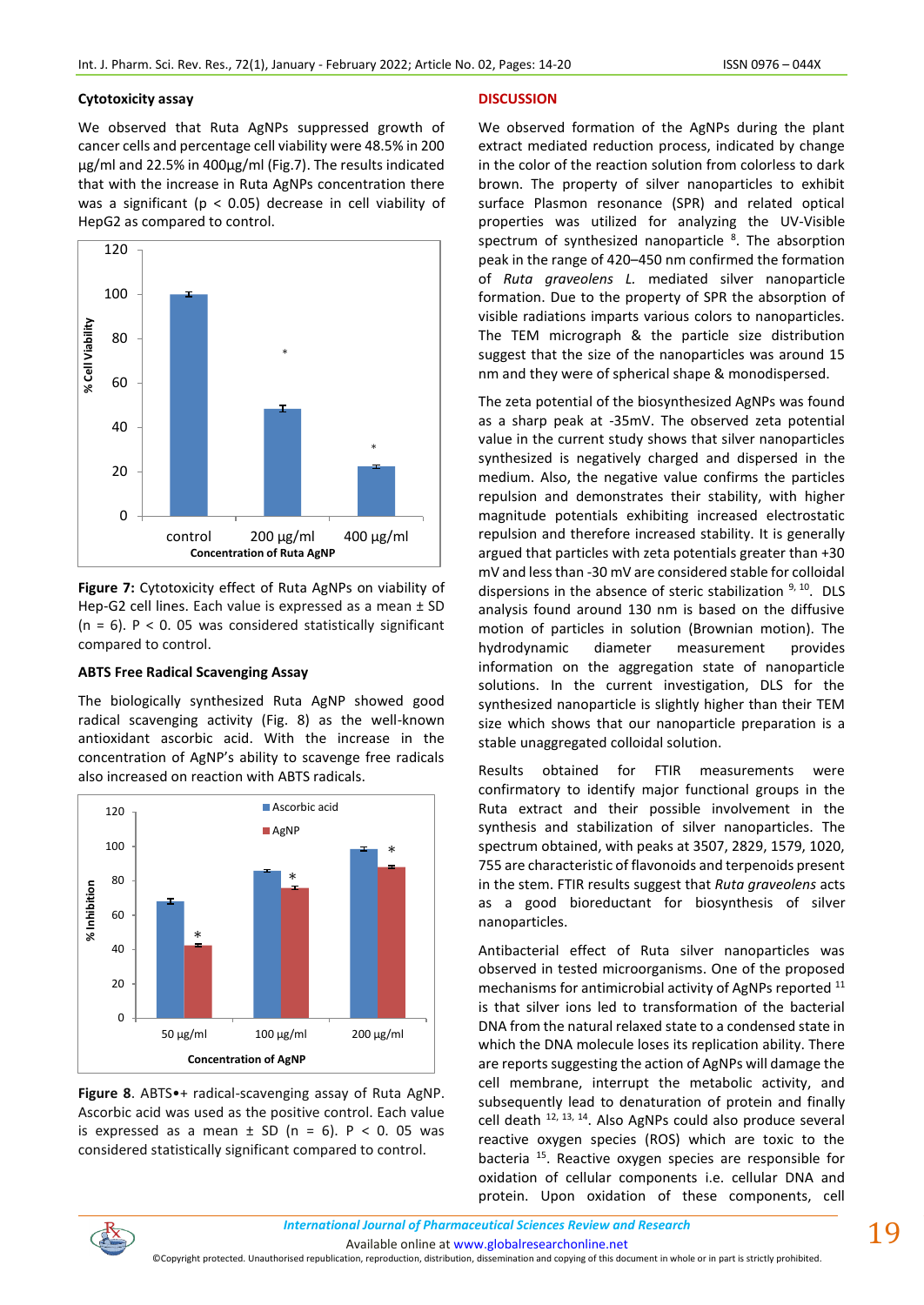### Cytotoxicity assay

We observed that Ruta AgNPs suppressed growth of cancer cells and percentage cell viability were 48.5% in 200 µg/ml and 22.5% in 400µg/ml (Fig.7). The results indicated that with the increase in Ruta AgNPs concentration there was a significant ($p < 0.05$) decrease in cell viability of HepG2 as compared to control.

**Figure 7:** Cytotoxicity effect of Ruta AgNPs on viability of Hep-G2 cell lines. Each value is expressed as a mean ± SD (n = 6). P < 0. 05 was considered statistically significant compared to control.

### ABTS Free Radical Scavenging Assay

The biologically synthesized Ruta AgNP showed good radical scavenging activity (Fig. 8) as the well-known antioxidant ascorbic acid. With the increase in the concentration of AgNP's ability to scavenge free radicals also increased on reaction with ABTS radicals.

**Figure 8**. ABTS•+ radical-scavenging assay of Ruta AgNP. Ascorbic acid was used as the positive control. Each value is expressed as a mean ± SD (n = 6). P < 0. 05 was considered statistically significant compared to control.

## DISCUSSION

We observed formation of the AgNPs during the plant extract mediated reduction process, indicated by change in the color of the reaction solution from colorless to dark brown. The property of silver nanoparticles to exhibit surface Plasmon resonance (SPR) and related optical properties was utilized for analyzing the UV-Visible spectrum of synthesized nanoparticle [8]. The absorption peak in the range of 420–450 nm confirmed the formation of *Ruta graveolens L.* mediated silver nanoparticle formation. Due to the property of SPR the absorption of visible radiations imparts various colors to nanoparticles. The TEM micrograph & the particle size distribution suggest that the size of the nanoparticles was around 15 nm and they were of spherical shape & monodispersed.

The zeta potential of the biosynthesized AgNPs was found as a sharp peak at -35mV. The observed zeta potential value in the current study shows that silver nanoparticles synthesized is negatively charged and dispersed in the medium. Also, the negative value confirms the particles repulsion and demonstrates their stability, with higher magnitude potentials exhibiting increased electrostatic repulsion and therefore increased stability. It is generally argued that particles with zeta potentials greater than +30 mV and less than -30 mV are considered stable for colloidal dispersions in the absence of steric stabilization [9, 10]. DLS analysis found around 130 nm is based on the diffusive motion of particles in solution (Brownian motion). The hydrodynamic diameter measurement provides information on the aggregation state of nanoparticle solutions. In the current investigation, DLS for the synthesized nanoparticle is slightly higher than their TEM size which shows that our nanoparticle preparation is a stable unaggregated colloidal solution.

Results obtained for FTIR measurements were confirmatory to identify major functional groups in the Ruta extract and their possible involvement in the synthesis and stabilization of silver nanoparticles. The spectrum obtained, with peaks at 3507, 2829, 1579, 1020, 755 are characteristic of flavonoids and terpenoids present in the stem. FTIR results suggest that *Ruta graveolens* acts as a good bioreductant for biosynthesis of silver nanoparticles.

Antibacterial effect of Ruta silver nanoparticles was observed in tested microorganisms. One of the proposed mechanisms for antimicrobial activity of AgNPs reported [11] is that silver ions led to transformation of the bacterial DNA from the natural relaxed state to a condensed state in which the DNA molecule loses its replication ability. There are reports suggesting the action of AgNPs will damage the cell membrane, interrupt the metabolic activity, and subsequently lead to denaturation of protein and finally cell death [12, 13, 14]. Also AgNPs could also produce several reactive oxygen species (ROS) which are toxic to the bacteria [15]. Reactive oxygen species are responsible for oxidation of cellular components i.e. cellular DNA and protein. Upon oxidation of these components, cell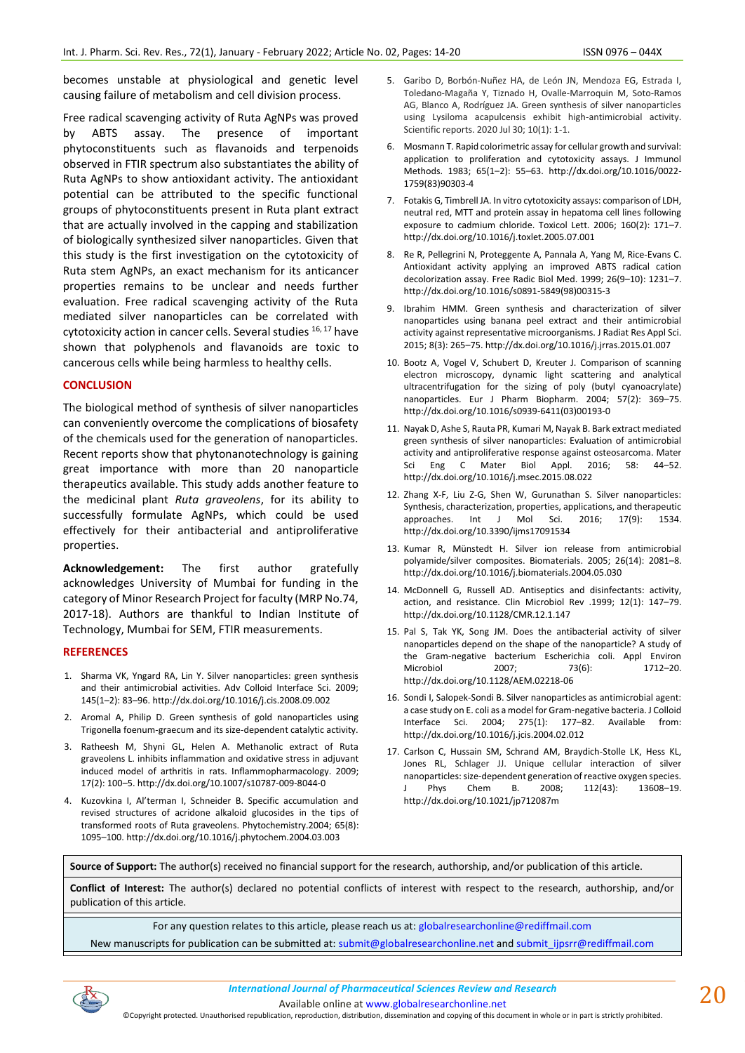becomes unstable at physiological and genetic level causing failure of metabolism and cell division process.

Free radical scavenging activity of Ruta AgNPs was proved by ABTS assay. The presence of important phytoconstituents such as flavanoids and terpenoids observed in FTIR spectrum also substantiates the ability of Ruta AgNPs to show antioxidant activity. The antioxidant potential can be attributed to the specific functional groups of phytoconstituents present in Ruta plant extract that are actually involved in the capping and stabilization of biologically synthesized silver nanoparticles. Given that this study is the first investigation on the cytotoxicity of Ruta stem AgNPs, an exact mechanism for its anticancer properties remains to be unclear and needs further evaluation. Free radical scavenging activity of the Ruta mediated silver nanoparticles can be correlated with cytotoxicity action in cancer cells. Several studies [16, 17] have shown that polyphenols and flavanoids are toxic to cancerous cells while being harmless to healthy cells.

## CONCLUSION

The biological method of synthesis of silver nanoparticles can conveniently overcome the complications of biosafety of the chemicals used for the generation of nanoparticles. Recent reports show that phytonanotechnology is gaining great importance with more than 20 nanoparticle therapeutics available. This study adds another feature to the medicinal plant *Ruta graveolens*, for its ability to successfully formulate AgNPs, which could be used effectively for their antibacterial and antiproliferative properties.

**Acknowledgement:** The first author gratefully acknowledges University of Mumbai for funding in the category of Minor Research Project for faculty (MRP No.74, 2017-18). Authors are thankful to Indian Institute of Technology, Mumbai for SEM, FTIR measurements.

## REFERENCES

1. Sharma VK, Yngard RA, Lin Y. Silver nanoparticles: green synthesis and their antimicrobial activities. Adv Colloid Interface Sci. 2009; 145(1–2): 83–96. http://dx.doi.org/10.1016/j.cis.2008.09.002
2. Aromal A, Philip D. Green synthesis of gold nanoparticles using Trigonella foenum-graecum and its size-dependent catalytic activity.
3. Ratheesh M, Shyni GL, Helen A. Methanolic extract of Ruta graveolens L. inhibits inflammation and oxidative stress in adjuvant induced model of arthritis in rats. Inflammopharmacology. 2009; 17(2): 100–5. http://dx.doi.org/10.1007/s10787-009-8044-0
4. Kuzovkina I, Al'terman I, Schneider B. Specific accumulation and revised structures of acridone alkaloid glucosides in the tips of transformed roots of Ruta graveolens. Phytochemistry.2004; 65(8): 1095–100. http://dx.doi.org/10.1016/j.phytochem.2004.03.003
5. Garibo D, Borbón-Nuñez HA, de León JN, Mendoza EG, Estrada I, Toledano-Magaña Y, Tiznado H, Ovalle-Marroquin M, Soto-Ramos AG, Blanco A, Rodríguez JA. Green synthesis of silver nanoparticles using Lysiloma acapulcensis exhibit high-antimicrobial activity. Scientific reports. 2020 Jul 30; 10(1): 1-1.
6. Mosmann T. Rapid colorimetric assay for cellular growth and survival: application to proliferation and cytotoxicity assays. J Immunol Methods. 1983; 65(1–2): 55–63. http://dx.doi.org/10.1016/0022-1759(83)90303-4
7. Fotakis G, Timbrell JA. In vitro cytotoxicity assays: comparison of LDH, neutral red, MTT and protein assay in hepatoma cell lines following exposure to cadmium chloride. Toxicol Lett. 2006; 160(2): 171–7. http://dx.doi.org/10.1016/j.toxlet.2005.07.001
8. Re R, Pellegrini N, Proteggente A, Pannala A, Yang M, Rice-Evans C. Antioxidant activity applying an improved ABTS radical cation decolorization assay. Free Radic Biol Med. 1999; 26(9–10): 1231–7. http://dx.doi.org/10.1016/s0891-5849(98)00315-3
9. Ibrahim HMM. Green synthesis and characterization of silver nanoparticles using banana peel extract and their antimicrobial activity against representative microorganisms. J Radiat Res Appl Sci. 2015; 8(3): 265–75. http://dx.doi.org/10.1016/j.jrras.2015.01.007
10. Bootz A, Vogel V, Schubert D, Kreuter J. Comparison of scanning electron microscopy, dynamic light scattering and analytical ultracentrifugation for the sizing of poly (butyl cyanoacrylate) nanoparticles. Eur J Pharm Biopharm. 2004; 57(2): 369–75. http://dx.doi.org/10.1016/s0939-6411(03)00193-0
11. Nayak D, Ashe S, Rauta PR, Kumari M, Nayak B. Bark extract mediated green synthesis of silver nanoparticles: Evaluation of antimicrobial activity and antiproliferative response against osteosarcoma. Mater Sci Eng C Mater Biol Appl. 2016; 58: 44–52. http://dx.doi.org/10.1016/j.msec.2015.08.022
12. Zhang X-F, Liu Z-G, Shen W, Gurunathan S. Silver nanoparticles: Synthesis, characterization, properties, applications, and therapeutic approaches. Int J Mol Sci. 2016; 17(9): 1534. http://dx.doi.org/10.3390/ijms17091534
13. Kumar R, Münstedt H. Silver ion release from antimicrobial polyamide/silver composites. Biomaterials. 2005; 26(14): 2081–8. http://dx.doi.org/10.1016/j.biomaterials.2004.05.030
14. McDonnell G, Russell AD. Antiseptics and disinfectants: activity, action, and resistance. Clin Microbiol Rev .1999; 12(1): 147–79. http://dx.doi.org/10.1128/CMR.12.1.147
15. Pal S, Tak YK, Song JM. Does the antibacterial activity of silver nanoparticles depend on the shape of the nanoparticle? A study of the Gram-negative bacterium Escherichia coli. Appl Environ Microbiol 2007; 73(6): 1712–20. http://dx.doi.org/10.1128/AEM.02218-06
16. Sondi I, Salopek-Sondi B. Silver nanoparticles as antimicrobial agent: a case study on E. coli as a model for Gram-negative bacteria. J Colloid Interface Sci. 2004; 275(1): 177–82. Available from: http://dx.doi.org/10.1016/j.jcis.2004.02.012
17. Carlson C, Hussain SM, Schrand AM, Braydich-Stolle LK, Hess KL, Jones RL, Schlager JJ. Unique cellular interaction of silver nanoparticles: size-dependent generation of reactive oxygen species. J Phys Chem B. 2008; 112(43): 13608–19. http://dx.doi.org/10.1021/jp712087m

**Source of Support:** The author(s) received no financial support for the research, authorship, and/or publication of this article.

**Conflict of Interest:** The author(s) declared no potential conflicts of interest with respect to the research, authorship, and/or publication of this article.

For any question relates to this article, please reach us at: globalresearchonline@rediffmail.com

New manuscripts for publication can be submitted at: submit@globalresearchonline.net and submit_ijpsrr@rediffmail.com